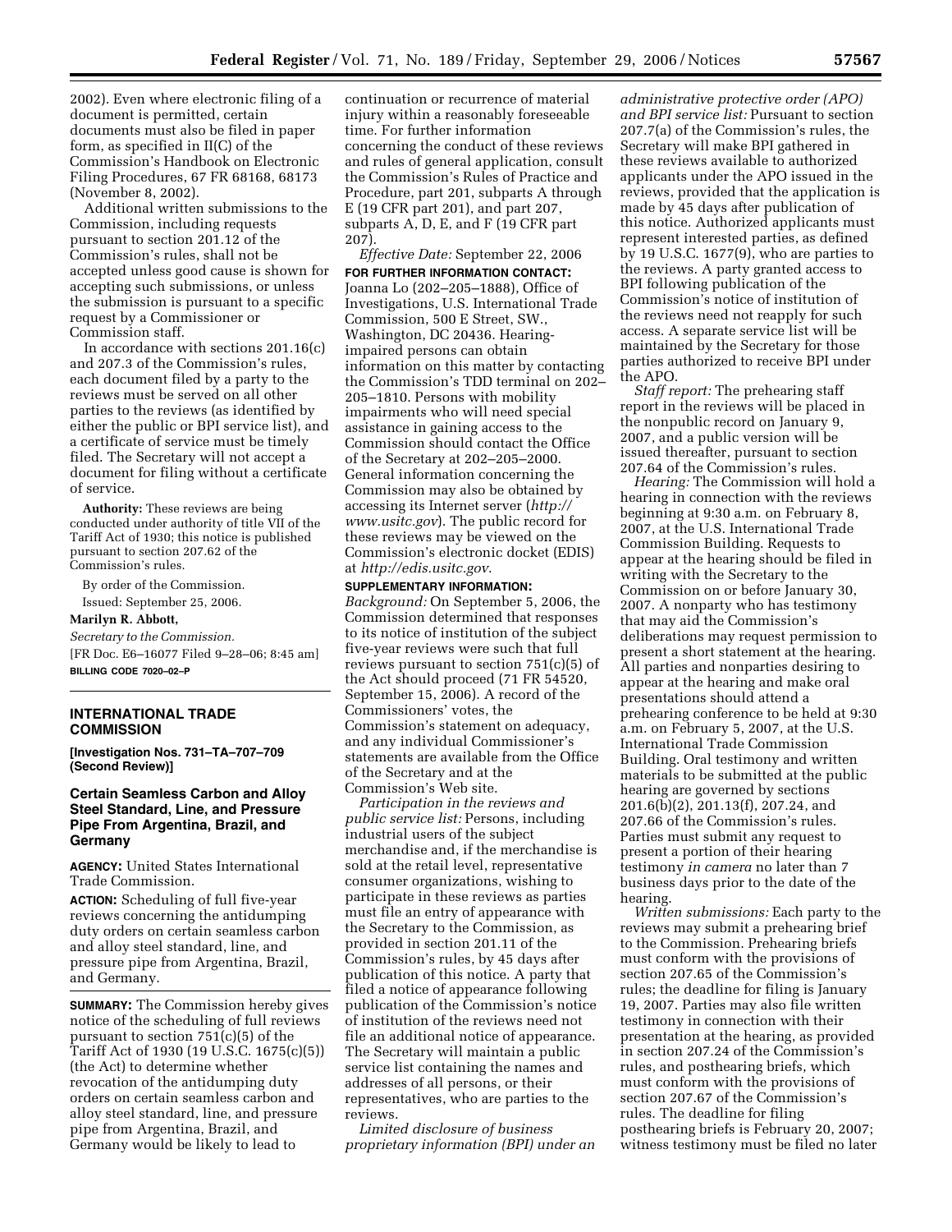2002). Even where electronic filing of a document is permitted, certain documents must also be filed in paper form, as specified in II(C) of the Commission's Handbook on Electronic Filing Procedures, 67 FR 68168, 68173 (November 8, 2002).

Additional written submissions to the Commission, including requests pursuant to section 201.12 of the Commission's rules, shall not be accepted unless good cause is shown for accepting such submissions, or unless the submission is pursuant to a specific request by a Commissioner or Commission staff.

In accordance with sections 201.16(c) and 207.3 of the Commission's rules, each document filed by a party to the reviews must be served on all other parties to the reviews (as identified by either the public or BPI service list), and a certificate of service must be timely filed. The Secretary will not accept a document for filing without a certificate of service.

**Authority:** These reviews are being conducted under authority of title VII of the Tariff Act of 1930; this notice is published pursuant to section 207.62 of the Commission's rules.

By order of the Commission.

Issued: September 25, 2006.

**Marilyn R. Abbott,**

*Secretary to the Commission.*

[FR Doc. E6–16077 Filed 9–28–06; 8:45 am]

**BILLING CODE 7020–02–P**

---

## INTERNATIONAL TRADE COMMISSION

**[Investigation Nos. 731–TA–707–709 (Second Review)]**

### Certain Seamless Carbon and Alloy Steel Standard, Line, and Pressure Pipe From Argentina, Brazil, and Germany

**AGENCY:** United States International Trade Commission.

**ACTION:** Scheduling of full five-year reviews concerning the antidumping duty orders on certain seamless carbon and alloy steel standard, line, and pressure pipe from Argentina, Brazil, and Germany.

**SUMMARY:** The Commission hereby gives notice of the scheduling of full reviews pursuant to section 751(c)(5) of the Tariff Act of 1930 (19 U.S.C. 1675(c)(5)) (the Act) to determine whether revocation of the antidumping duty orders on certain seamless carbon and alloy steel standard, line, and pressure pipe from Argentina, Brazil, and Germany would be likely to lead to continuation or recurrence of material injury within a reasonably foreseeable time. For further information concerning the conduct of these reviews and rules of general application, consult the Commission's Rules of Practice and Procedure, part 201, subparts A through E (19 CFR part 201), and part 207, subparts A, D, E, and F (19 CFR part 207).

*Effective Date:* September 22, 2006

**FOR FURTHER INFORMATION CONTACT:** Joanna Lo (202–205–1888), Office of Investigations, U.S. International Trade Commission, 500 E Street, SW., Washington, DC 20436. Hearing-impaired persons can obtain information on this matter by contacting the Commission's TDD terminal on 202–205–1810. Persons with mobility impairments who will need special assistance in gaining access to the Commission should contact the Office of the Secretary at 202–205–2000. General information concerning the Commission may also be obtained by accessing its Internet server (*http://www.usitc.gov*). The public record for these reviews may be viewed on the Commission's electronic docket (EDIS) at *http://edis.usitc.gov*.

**SUPPLEMENTARY INFORMATION:**

*Background:* On September 5, 2006, the Commission determined that responses to its notice of institution of the subject five-year reviews were such that full reviews pursuant to section 751(c)(5) of the Act should proceed (71 FR 54520, September 15, 2006). A record of the Commissioners' votes, the Commission's statement on adequacy, and any individual Commissioner's statements are available from the Office of the Secretary and at the Commission's Web site.

*Participation in the reviews and public service list:* Persons, including industrial users of the subject merchandise and, if the merchandise is sold at the retail level, representative consumer organizations, wishing to participate in these reviews as parties must file an entry of appearance with the Secretary to the Commission, as provided in section 201.11 of the Commission's rules, by 45 days after publication of this notice. A party that filed a notice of appearance following publication of the Commission's notice of institution of the reviews need not file an additional notice of appearance. The Secretary will maintain a public service list containing the names and addresses of all persons, or their representatives, who are parties to the reviews.

*Limited disclosure of business proprietary information (BPI) under an administrative protective order (APO) and BPI service list:* Pursuant to section 207.7(a) of the Commission's rules, the Secretary will make BPI gathered in these reviews available to authorized applicants under the APO issued in the reviews, provided that the application is made by 45 days after publication of this notice. Authorized applicants must represent interested parties, as defined by 19 U.S.C. 1677(9), who are parties to the reviews. A party granted access to BPI following publication of the Commission's notice of institution of the reviews need not reapply for such access. A separate service list will be maintained by the Secretary for those parties authorized to receive BPI under the APO.

*Staff report:* The prehearing staff report in the reviews will be placed in the nonpublic record on January 9, 2007, and a public version will be issued thereafter, pursuant to section 207.64 of the Commission's rules.

*Hearing:* The Commission will hold a hearing in connection with the reviews beginning at 9:30 a.m. on February 8, 2007, at the U.S. International Trade Commission Building. Requests to appear at the hearing should be filed in writing with the Secretary to the Commission on or before January 30, 2007. A nonparty who has testimony that may aid the Commission's deliberations may request permission to present a short statement at the hearing. All parties and nonparties desiring to appear at the hearing and make oral presentations should attend a prehearing conference to be held at 9:30 a.m. on February 5, 2007, at the U.S. International Trade Commission Building. Oral testimony and written materials to be submitted at the public hearing are governed by sections 201.6(b)(2), 201.13(f), 207.24, and 207.66 of the Commission's rules. Parties must submit any request to present a portion of their hearing testimony *in camera* no later than 7 business days prior to the date of the hearing.

*Written submissions:* Each party to the reviews may submit a prehearing brief to the Commission. Prehearing briefs must conform with the provisions of section 207.65 of the Commission's rules; the deadline for filing is January 19, 2007. Parties may also file written testimony in connection with their presentation at the hearing, as provided in section 207.24 of the Commission's rules, and posthearing briefs, which must conform with the provisions of section 207.67 of the Commission's rules. The deadline for filing posthearing briefs is February 20, 2007; witness testimony must be filed no later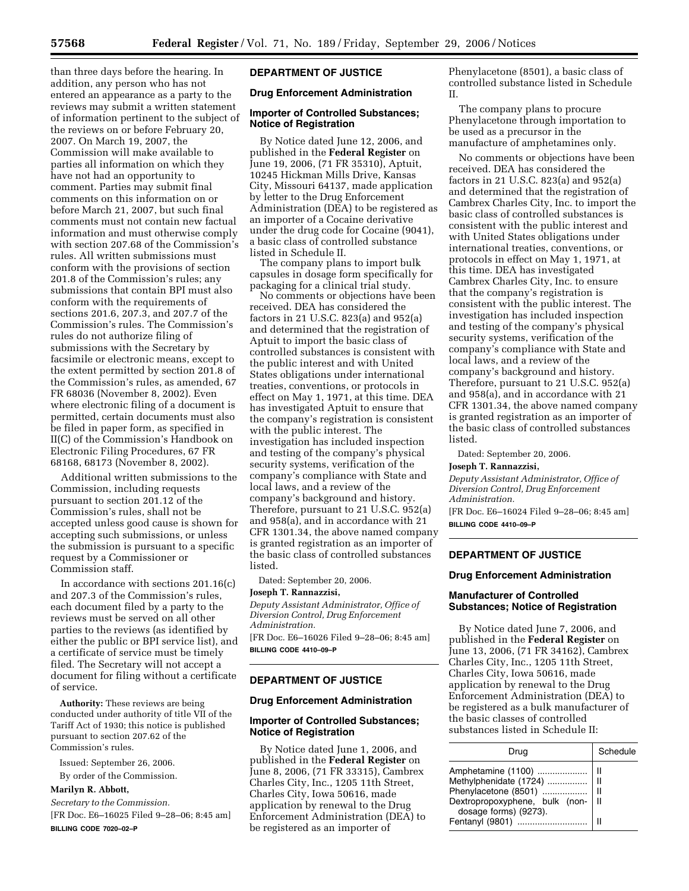than three days before the hearing. In addition, any person who has not entered an appearance as a party to the reviews may submit a written statement of information pertinent to the subject of the reviews on or before February 20, 2007. On March 19, 2007, the Commission will make available to parties all information on which they have not had an opportunity to comment. Parties may submit final comments on this information on or before March 21, 2007, but such final comments must not contain new factual information and must otherwise comply with section 207.68 of the Commission's rules. All written submissions must conform with the provisions of section 201.8 of the Commission's rules; any submissions that contain BPI must also conform with the requirements of sections 201.6, 207.3, and 207.7 of the Commission's rules. The Commission's rules do not authorize filing of submissions with the Secretary by facsimile or electronic means, except to the extent permitted by section 201.8 of the Commission's rules, as amended, 67 FR 68036 (November 8, 2002). Even where electronic filing of a document is permitted, certain documents must also be filed in paper form, as specified in II(C) of the Commission's Handbook on Electronic Filing Procedures, 67 FR 68168, 68173 (November 8, 2002).

Additional written submissions to the Commission, including requests pursuant to section 201.12 of the Commission's rules, shall not be accepted unless good cause is shown for accepting such submissions, or unless the submission is pursuant to a specific request by a Commissioner or Commission staff.

In accordance with sections 201.16(c) and 207.3 of the Commission's rules, each document filed by a party to the reviews must be served on all other parties to the reviews (as identified by either the public or BPI service list), and a certificate of service must be timely filed. The Secretary will not accept a document for filing without a certificate of service.

**Authority:** These reviews are being conducted under authority of title VII of the Tariff Act of 1930; this notice is published pursuant to section 207.62 of the Commission's rules.

Issued: September 26, 2006.

By order of the Commission.

**Marilyn R. Abbott,**

*Secretary to the Commission.*

[FR Doc. E6–16025 Filed 9–28–06; 8:45 am]

**BILLING CODE 7020–02–P**

## DEPARTMENT OF JUSTICE

### Drug Enforcement Administration

### Importer of Controlled Substances; Notice of Registration

By Notice dated June 12, 2006, and published in the **Federal Register** on June 19, 2006, (71 FR 35310), Aptuit, 10245 Hickman Mills Drive, Kansas City, Missouri 64137, made application by letter to the Drug Enforcement Administration (DEA) to be registered as an importer of a Cocaine derivative under the drug code for Cocaine (9041), a basic class of controlled substance listed in Schedule II.

The company plans to import bulk capsules in dosage form specifically for packaging for a clinical trial study.

No comments or objections have been received. DEA has considered the factors in 21 U.S.C. 823(a) and 952(a) and determined that the registration of Aptuit to import the basic class of controlled substances is consistent with the public interest and with United States obligations under international treaties, conventions, or protocols in effect on May 1, 1971, at this time. DEA has investigated Aptuit to ensure that the company's registration is consistent with the public interest. The investigation has included inspection and testing of the company's physical security systems, verification of the company's compliance with State and local laws, and a review of the company's background and history. Therefore, pursuant to 21 U.S.C. 952(a) and 958(a), and in accordance with 21 CFR 1301.34, the above named company is granted registration as an importer of the basic class of controlled substances listed.

Dated: September 20, 2006.

**Joseph T. Rannazzisi,**

*Deputy Assistant Administrator, Office of Diversion Control, Drug Enforcement Administration.*

[FR Doc. E6–16026 Filed 9–28–06; 8:45 am]

**BILLING CODE 4410–09–P**

## DEPARTMENT OF JUSTICE

### Drug Enforcement Administration

### Importer of Controlled Substances; Notice of Registration

By Notice dated June 1, 2006, and published in the **Federal Register** on June 8, 2006, (71 FR 33315), Cambrex Charles City, Inc., 1205 11th Street, Charles City, Iowa 50616, made application by renewal to the Drug Enforcement Administration (DEA) to be registered as an importer of Phenylacetone (8501), a basic class of controlled substance listed in Schedule II.

The company plans to procure Phenylacetone through importation to be used as a precursor in the manufacture of amphetamines only.

No comments or objections have been received. DEA has considered the factors in 21 U.S.C. 823(a) and 952(a) and determined that the registration of Cambrex Charles City, Inc. to import the basic class of controlled substances is consistent with the public interest and with United States obligations under international treaties, conventions, or protocols in effect on May 1, 1971, at this time. DEA has investigated Cambrex Charles City, Inc. to ensure that the company's registration is consistent with the public interest. The investigation has included inspection and testing of the company's physical security systems, verification of the company's compliance with State and local laws, and a review of the company's background and history. Therefore, pursuant to 21 U.S.C. 952(a) and 958(a), and in accordance with 21 CFR 1301.34, the above named company is granted registration as an importer of the basic class of controlled substances listed.

Dated: September 20, 2006.

**Joseph T. Rannazzisi,**

*Deputy Assistant Administrator, Office of Diversion Control, Drug Enforcement Administration.*

[FR Doc. E6–16024 Filed 9–28–06; 8:45 am]

**BILLING CODE 4410–09–P**

## DEPARTMENT OF JUSTICE

### Drug Enforcement Administration

### Manufacturer of Controlled Substances; Notice of Registration

By Notice dated June 7, 2006, and published in the **Federal Register** on June 13, 2006, (71 FR 34162), Cambrex Charles City, Inc., 1205 11th Street, Charles City, Iowa 50616, made application by renewal to the Drug Enforcement Administration (DEA) to be registered as a bulk manufacturer of the basic classes of controlled substances listed in Schedule II:

| Drug | Schedule |
|---|---|
| Amphetamine (1100) | II |
| Methylphenidate (1724) | II |
| Phenylacetone (8501) | II |
| Dextropropoxyphene, bulk (non-dosage forms) (9273). | II |
| Fentanyl (9801) | II |